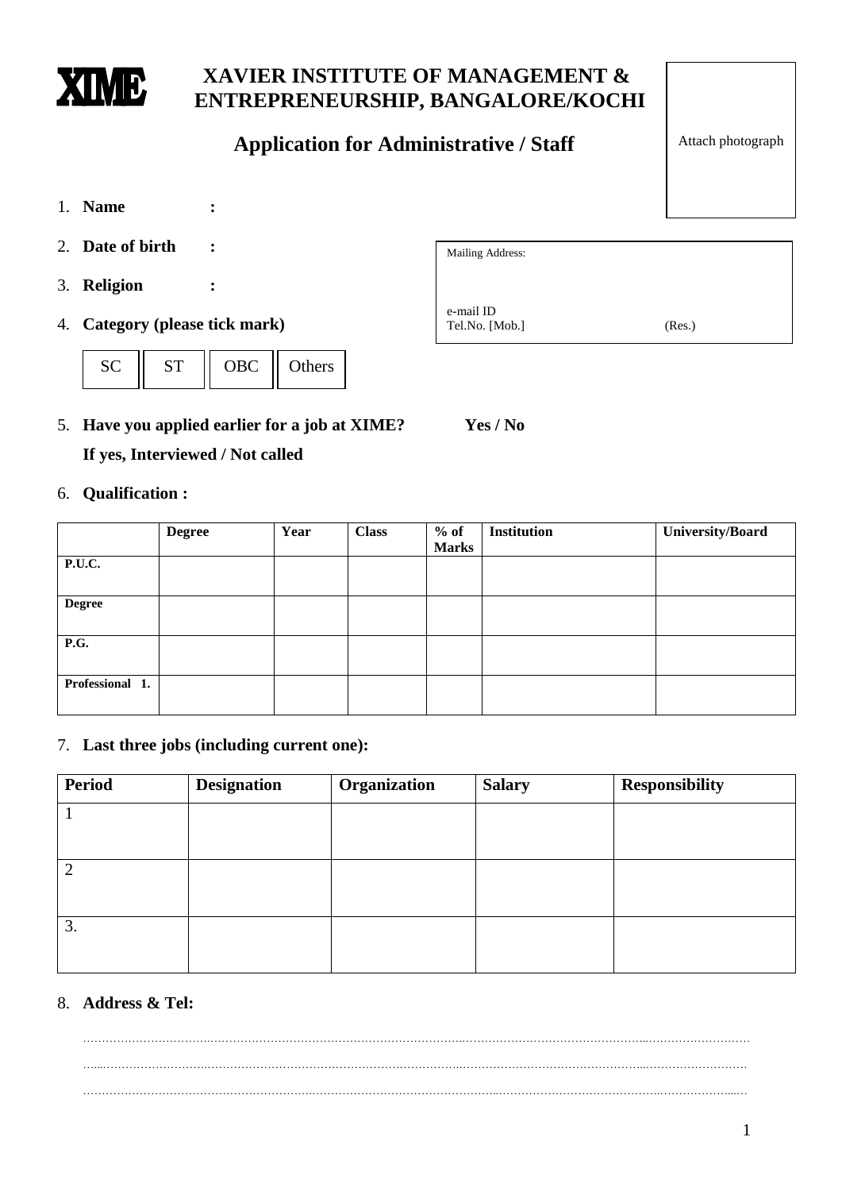XIME

# XAVIER INSTITUTE OF MANAGEMENT & ENTREPRENEURSHIP, BANGALORE/KOCHI

## Application for Administrative / Staff

Attach photograph

1. **Name** :
2. **Date of birth** :
3. **Religion** :
4. **Category (please tick mark)**

| SC | ST | OBC | Others |
|---|---|---|---|

Mailing Address:

e-mail ID
Tel.No. [Mob.] (Res.)

5. **Have you applied earlier for a job at XIME?** **Yes / No**
   **If yes, Interviewed / Not called**

6. **Qualification :**

| | Degree | Year | Class | % of Marks | Institution | University/Board |
|---|---|---|---|---|---|---|
| **P.U.C.** | | | | | | |
| **Degree** | | | | | | |
| **P.G.** | | | | | | |
| **Professional 1.** | | | | | | |

7. **Last three jobs (including current one):**

| Period | Designation | Organization | Salary | Responsibility |
|---|---|---|---|---|
| 1 | | | | |
| 2 | | | | |
| 3. | | | | |

8. **Address & Tel:**

……………………………………………………………………………………………………………………………………………

……………………………………………………………………………………………………………………………………………

……………………………………………………………………………………………………………………………………………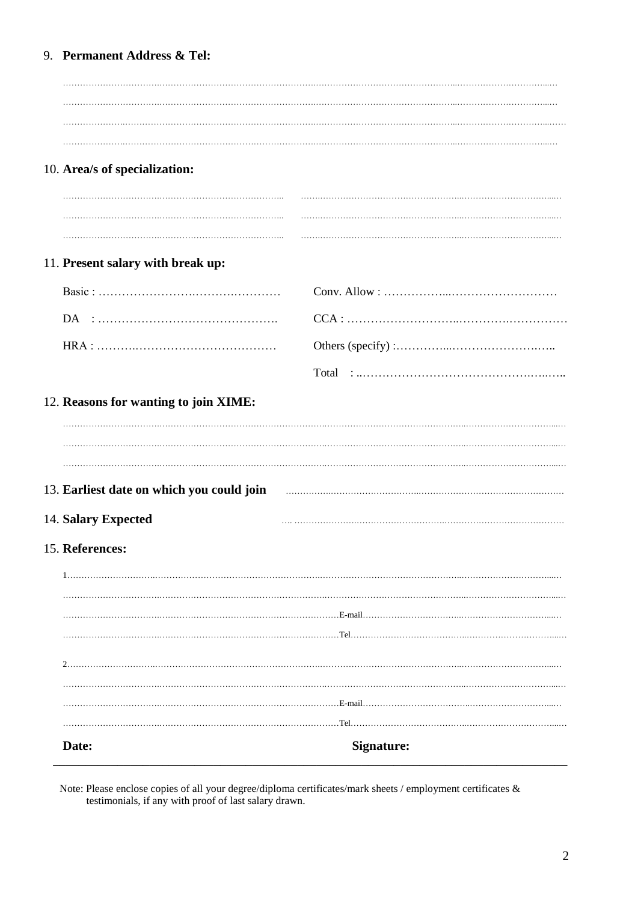9. **Permanent Address & Tel:**

……………………………………………………………………………………………………………………………………

……………………………………………………………………………………………………………………………………

……………………………………………………………………………………………………………………………………

……………………………………………………………………………………………………………………………………

10. **Area/s of specialization:**

…………………………………………………………… ……………………………………………………………………

…………………………………………………………… ……………………………………………………………………

…………………………………………………………… ……………………………………………………………………

11. **Present salary with break up:**

Basic : ……………………………………………… Conv. Allow : ……………………………………………

DA : ……………………………………………… CCA : ……………………………………………………

HRA : ……………………………………………… Others (specify) :……………………………………

Total : ……………………………………………………

12. **Reasons for wanting to join XIME:**

……………………………………………………………………………………………………………………………………

……………………………………………………………………………………………………………………………………

……………………………………………………………………………………………………………………………………

13. **Earliest date on which you could join** ……………………………………………………………………

14. **Salary Expected** ……………………………………………………………………………

15. **References:**

1……………………………………………………………………………………………………………………………………

……………………………………………………………………………………………………………………………………

……………………………………………………………………E-mail……………………………………………………………

……………………………………………………………………Tel………………………………………………………………

2……………………………………………………………………………………………………………………………………

……………………………………………………………………………………………………………………………………

……………………………………………………………………E-mail……………………………………………………………

……………………………………………………………………Tel………………………………………………………………

**Date:** **Signature:**

---

Note: Please enclose copies of all your degree/diploma certificates/mark sheets / employment certificates & testimonials, if any with proof of last salary drawn.